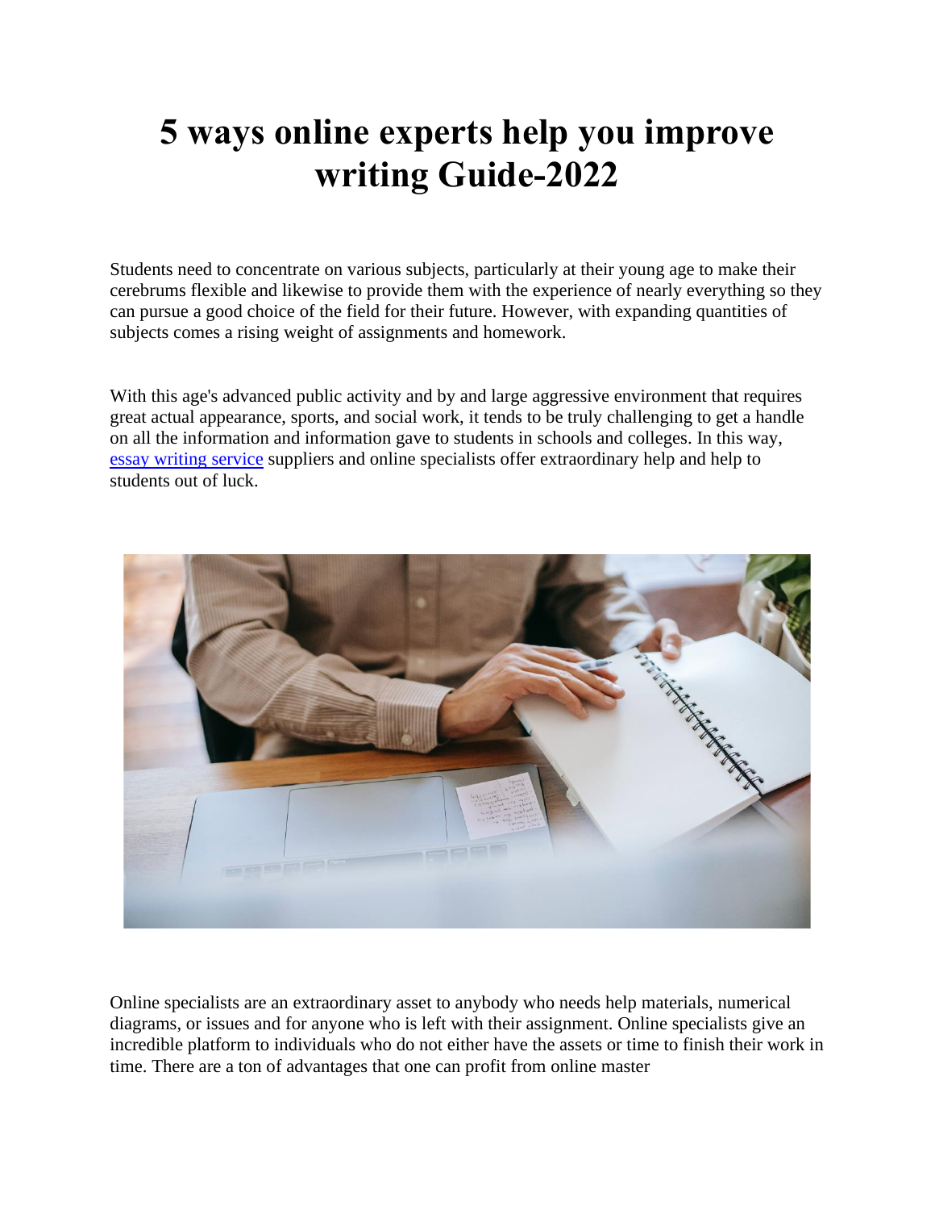# 5 ways online experts help you improve writing Guide-2022

Students need to concentrate on various subjects, particularly at their young age to make their cerebrums flexible and likewise to provide them with the experience of nearly everything so they can pursue a good choice of the field for their future. However, with expanding quantities of subjects comes a rising weight of assignments and homework.

With this age's advanced public activity and by and large aggressive environment that requires great actual appearance, sports, and social work, it tends to be truly challenging to get a handle on all the information and information gave to students in schools and colleges. In this way, [essay writing service](#) suppliers and online specialists offer extraordinary help and help to students out of luck.

Online specialists are an extraordinary asset to anybody who needs help materials, numerical diagrams, or issues and for anyone who is left with their assignment. Online specialists give an incredible platform to individuals who do not either have the assets or time to finish their work in time. There are a ton of advantages that one can profit from online master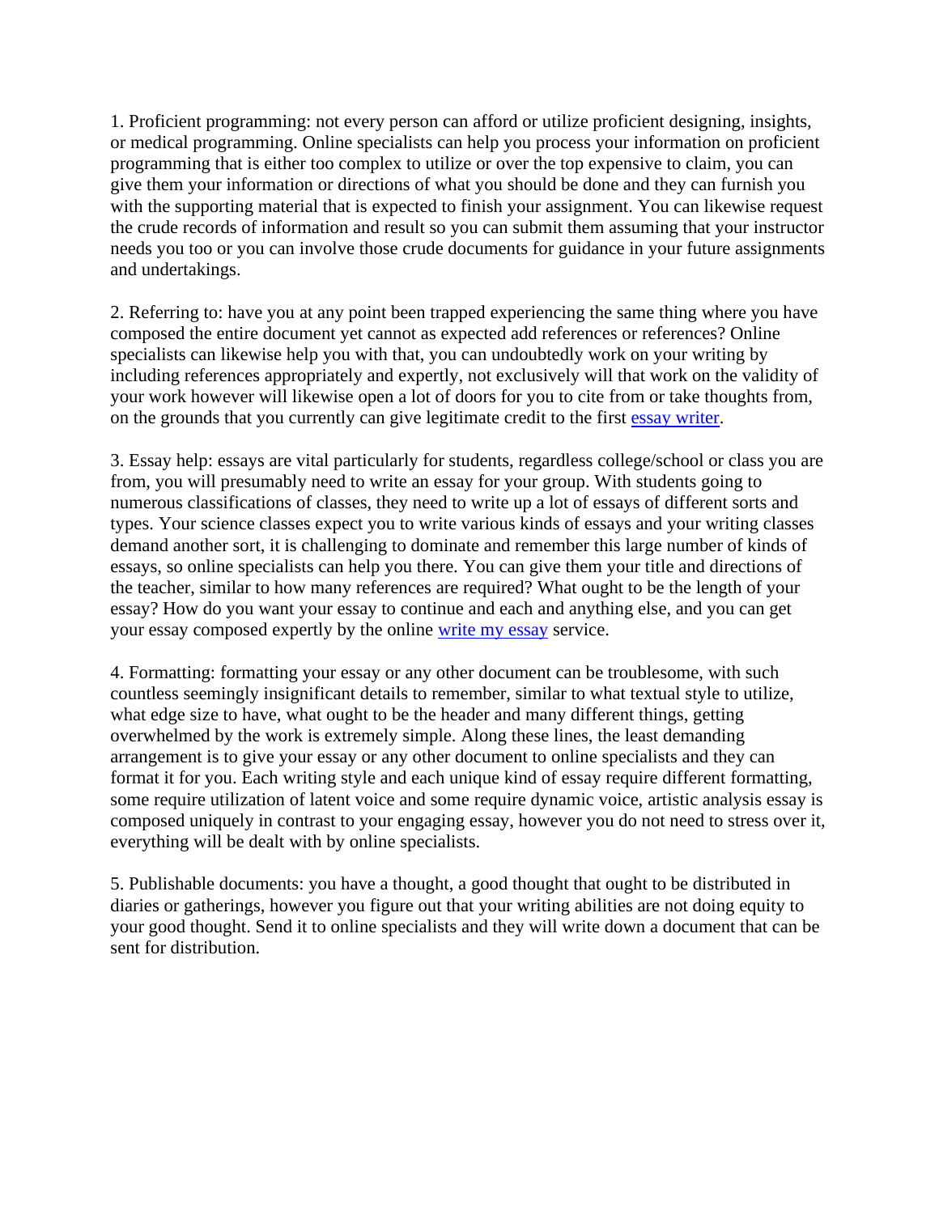1. Proficient programming: not every person can afford or utilize proficient designing, insights, or medical programming. Online specialists can help you process your information on proficient programming that is either too complex to utilize or over the top expensive to claim, you can give them your information or directions of what you should be done and they can furnish you with the supporting material that is expected to finish your assignment. You can likewise request the crude records of information and result so you can submit them assuming that your instructor needs you too or you can involve those crude documents for guidance in your future assignments and undertakings.

2. Referring to: have you at any point been trapped experiencing the same thing where you have composed the entire document yet cannot as expected add references or references? Online specialists can likewise help you with that, you can undoubtedly work on your writing by including references appropriately and expertly, not exclusively will that work on the validity of your work however will likewise open a lot of doors for you to cite from or take thoughts from, on the grounds that you currently can give legitimate credit to the first essay writer.

3. Essay help: essays are vital particularly for students, regardless college/school or class you are from, you will presumably need to write an essay for your group. With students going to numerous classifications of classes, they need to write up a lot of essays of different sorts and types. Your science classes expect you to write various kinds of essays and your writing classes demand another sort, it is challenging to dominate and remember this large number of kinds of essays, so online specialists can help you there. You can give them your title and directions of the teacher, similar to how many references are required? What ought to be the length of your essay? How do you want your essay to continue and each and anything else, and you can get your essay composed expertly by the online write my essay service.

4. Formatting: formatting your essay or any other document can be troublesome, with such countless seemingly insignificant details to remember, similar to what textual style to utilize, what edge size to have, what ought to be the header and many different things, getting overwhelmed by the work is extremely simple. Along these lines, the least demanding arrangement is to give your essay or any other document to online specialists and they can format it for you. Each writing style and each unique kind of essay require different formatting, some require utilization of latent voice and some require dynamic voice, artistic analysis essay is composed uniquely in contrast to your engaging essay, however you do not need to stress over it, everything will be dealt with by online specialists.

5. Publishable documents: you have a thought, a good thought that ought to be distributed in diaries or gatherings, however you figure out that your writing abilities are not doing equity to your good thought. Send it to online specialists and they will write down a document that can be sent for distribution.